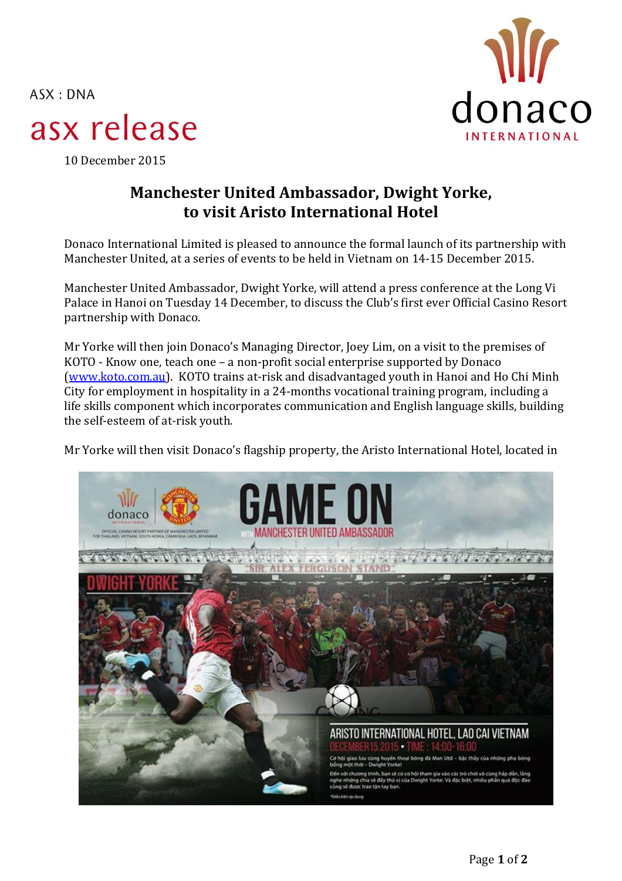ASX : DNA

# asx release

10 December 2015

## Manchester United Ambassador, Dwight Yorke, to visit Aristo International Hotel

Donaco International Limited is pleased to announce the formal launch of its partnership with Manchester United, at a series of events to be held in Vietnam on 14-15 December 2015.

Manchester United Ambassador, Dwight Yorke, will attend a press conference at the Long Vi Palace in Hanoi on Tuesday 14 December, to discuss the Club's first ever Official Casino Resort partnership with Donaco.

Mr Yorke will then join Donaco's Managing Director, Joey Lim, on a visit to the premises of KOTO - Know one, teach one – a non-profit social enterprise supported by Donaco (www.koto.com.au). KOTO trains at-risk and disadvantaged youth in Hanoi and Ho Chi Minh City for employment in hospitality in a 24-months vocational training program, including a life skills component which incorporates communication and English language skills, building the self-esteem of at-risk youth.

Mr Yorke will then visit Donaco's flagship property, the Aristo International Hotel, located in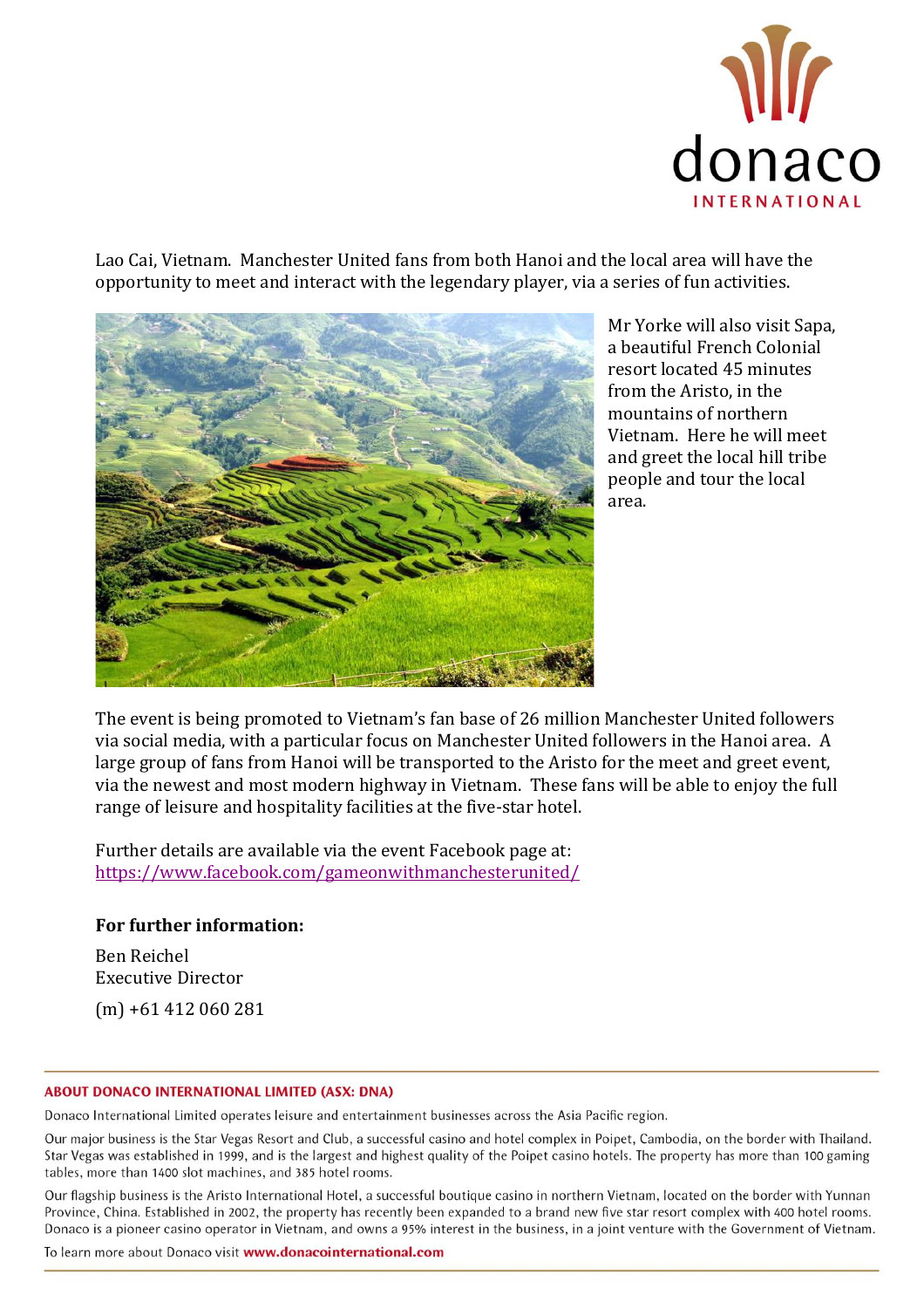Lao Cai, Vietnam. Manchester United fans from both Hanoi and the local area will have the opportunity to meet and interact with the legendary player, via a series of fun activities.

Mr Yorke will also visit Sapa, a beautiful French Colonial resort located 45 minutes from the Aristo, in the mountains of northern Vietnam. Here he will meet and greet the local hill tribe people and tour the local area.

The event is being promoted to Vietnam's fan base of 26 million Manchester United followers via social media, with a particular focus on Manchester United followers in the Hanoi area. A large group of fans from Hanoi will be transported to the Aristo for the meet and greet event, via the newest and most modern highway in Vietnam. These fans will be able to enjoy the full range of leisure and hospitality facilities at the five-star hotel.

Further details are available via the event Facebook page at: https://www.facebook.com/gameonwithmanchesterunited/

**For further information:**

Ben Reichel
Executive Director

(m) +61 412 060 281

**ABOUT DONACO INTERNATIONAL LIMITED (ASX: DNA)**

Donaco International Limited operates leisure and entertainment businesses across the Asia Pacific region.

Our major business is the Star Vegas Resort and Club, a successful casino and hotel complex in Poipet, Cambodia, on the border with Thailand. Star Vegas was established in 1999, and is the largest and highest quality of the Poipet casino hotels. The property has more than 100 gaming tables, more than 1400 slot machines, and 385 hotel rooms.

Our flagship business is the Aristo International Hotel, a successful boutique casino in northern Vietnam, located on the border with Yunnan Province, China. Established in 2002, the property has recently been expanded to a brand new five star resort complex with 400 hotel rooms. Donaco is a pioneer casino operator in Vietnam, and owns a 95% interest in the business, in a joint venture with the Government of Vietnam.

To learn more about Donaco visit **www.donacointernational.com**